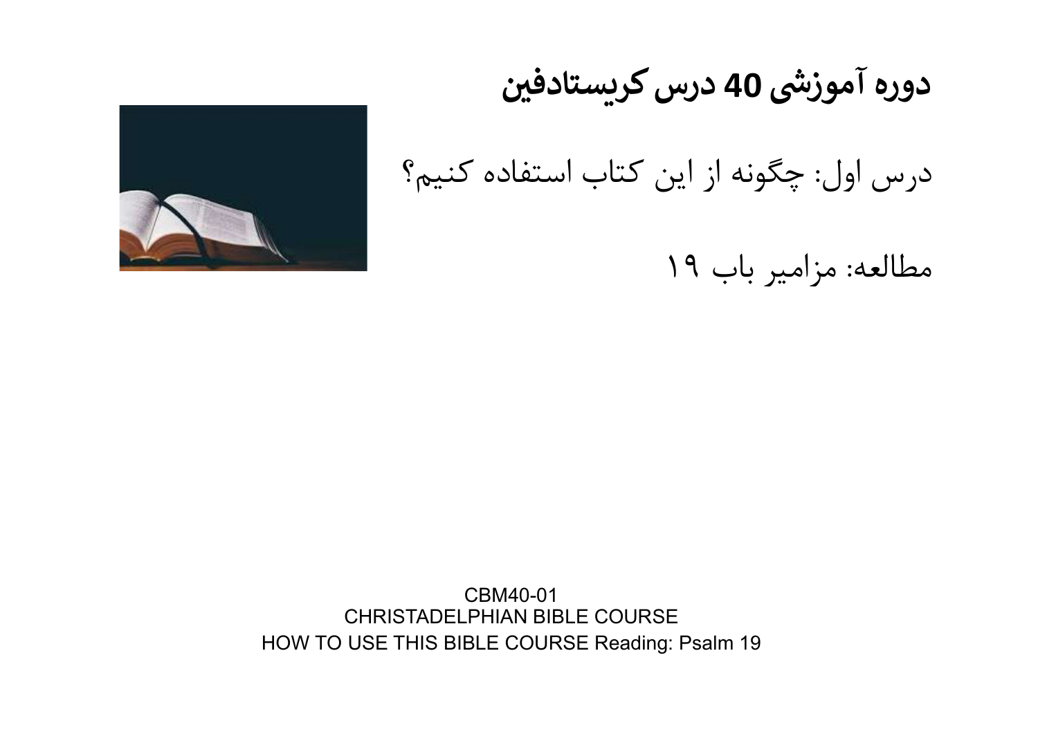# دوره آموزشی 40 درس کریستادفین

درس اول: چگونه از این کتاب استفاده کنیم؟

مطالعه: مزامیر باب ۱۹

CBM40-01
CHRISTADELPHIAN BIBLE COURSE
HOW TO USE THIS BIBLE COURSE Reading: Psalm 19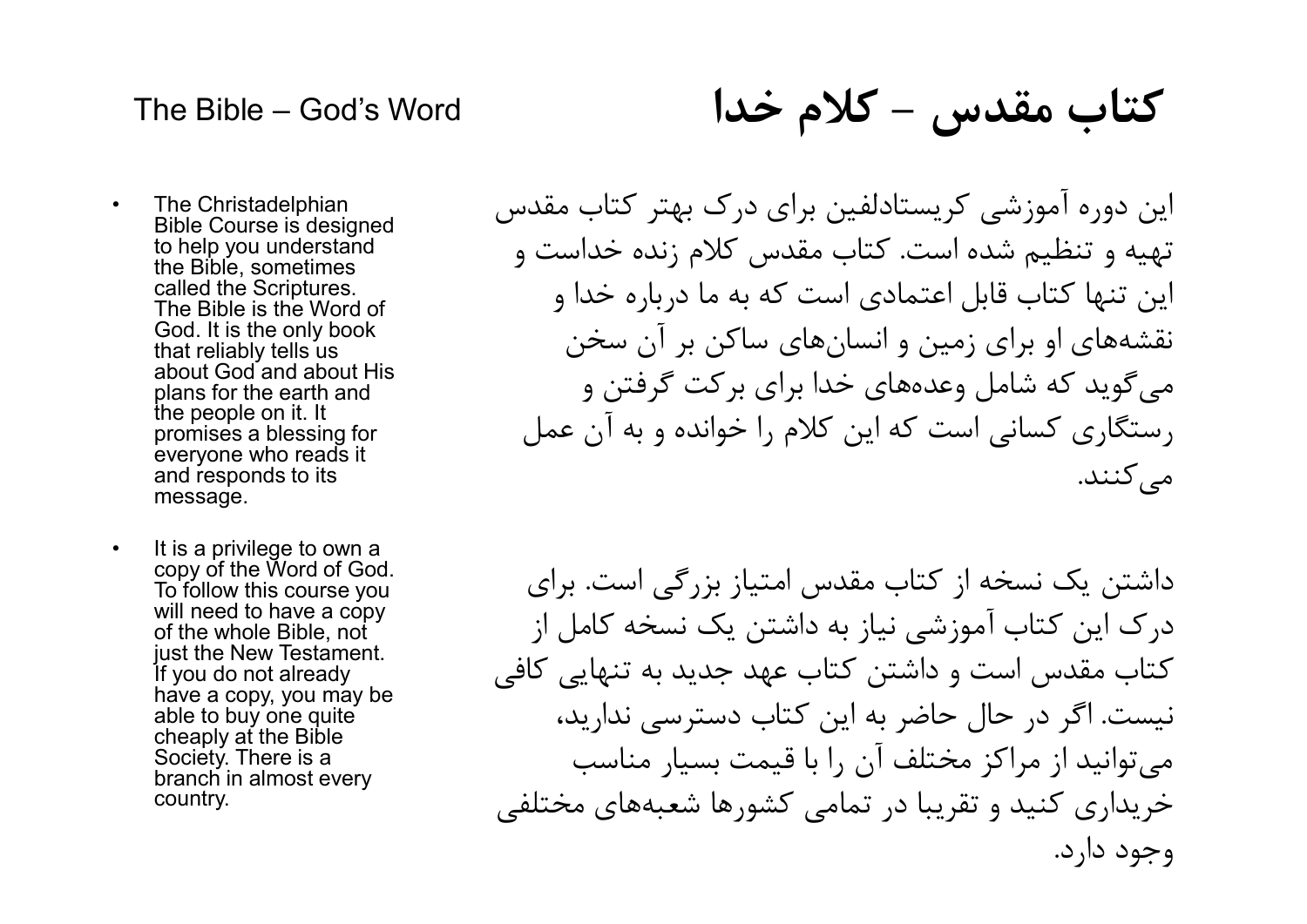# The Bible – God's Word

# کتاب مقدس – کلام خدا

- The Christadelphian Bible Course is designed to help you understand the Bible, sometimes called the Scriptures. The Bible is the Word of God. It is the only book that reliably tells us about God and about His plans for the earth and the people on it. It promises a blessing for everyone who reads it and responds to its message.

- It is a privilege to own a copy of the Word of God. To follow this course you will need to have a copy of the whole Bible, not just the New Testament. If you do not already have a copy, you may be able to buy one quite cheaply at the Bible Society. There is a branch in almost every country.

این دوره آموزشی کریستادلفین برای درک بهتر کتاب مقدس تهیه و تنظیم شده است. کتاب مقدس کلام زنده خداست و این تنها کتاب قابل اعتمادی است که به ما درباره خدا و نقشه‌های او برای زمین و انسان‌های ساکن بر آن سخن می‌گوید که شامل وعده‌های خدا برای برکت گرفتن و رستگاری کسانی است که این کلام را خوانده و به آن عمل می‌کنند.

داشتن یک نسخه از کتاب مقدس امتیاز بزرگی است. برای درک این کتاب آموزشی نیاز به داشتن یک نسخه کامل از کتاب مقدس است و داشتن کتاب عهد جدید به تنهایی کافی نیست. اگر در حال حاضر به این کتاب دسترسی ندارید، می‌توانید از مراکز مختلف آن را با قیمت بسیار مناسب خریداری کنید و تقریبا در تمامی کشورها شعبه‌های مختلفی وجود دارد.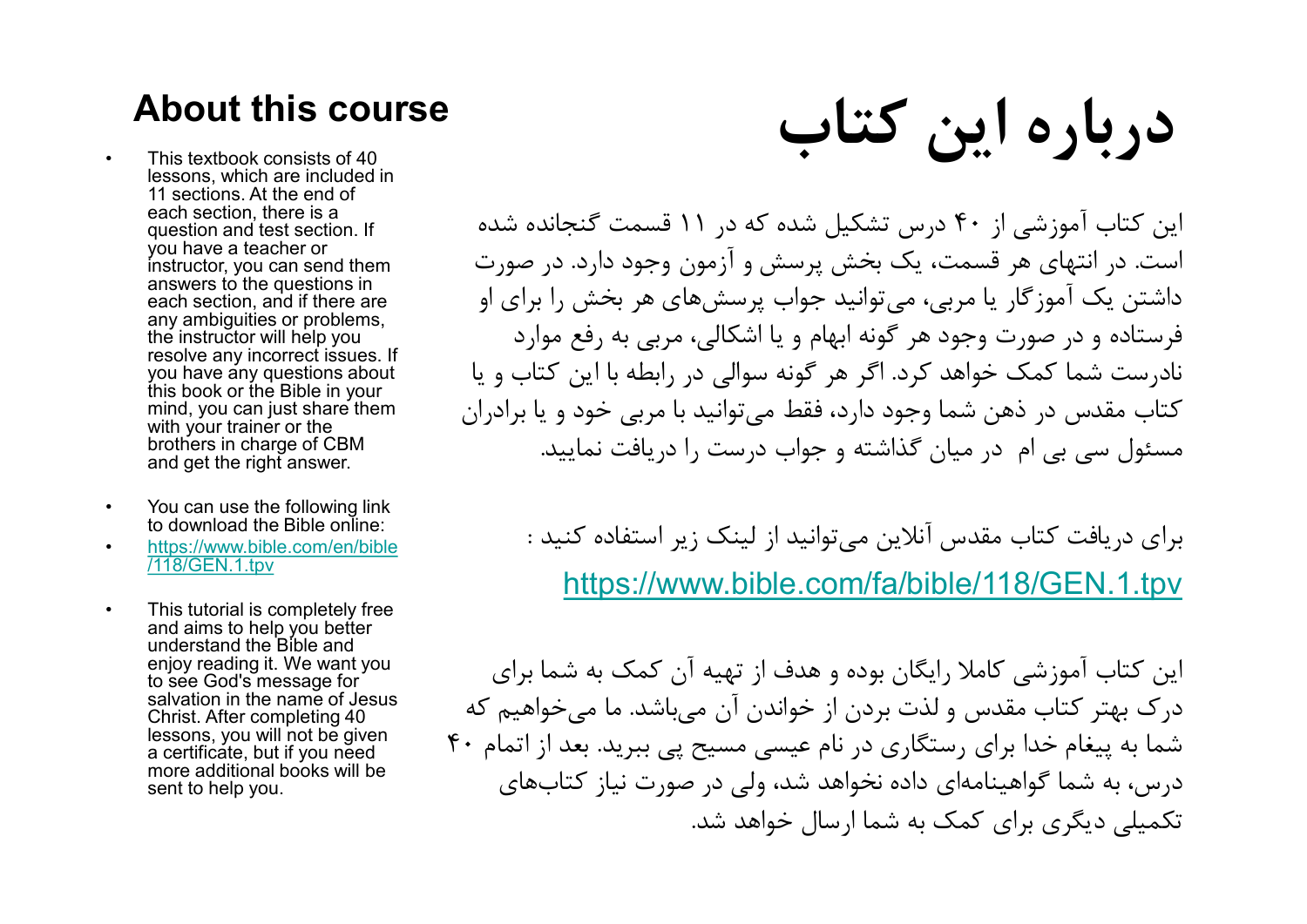## About this course

- This textbook consists of 40 lessons, which are included in 11 sections. At the end of each section, there is a question and test section. If you have a teacher or instructor, you can send them answers to the questions in each section, and if there are any ambiguities or problems, the instructor will help you resolve any incorrect issues. If you have any questions about this book or the Bible in your mind, you can just share them with your trainer or the brothers in charge of CBM and get the right answer.

- You can use the following link to download the Bible online:
- https://www.bible.com/en/bible/118/GEN.1.tpv

- This tutorial is completely free and aims to help you better understand the Bible and enjoy reading it. We want you to see God's message for salvation in the name of Jesus Christ. After completing 40 lessons, you will not be given a certificate, but if you need more additional books will be sent to help you.

# درباره این کتاب

این کتاب آموزشی از ۴۰ درس تشکیل شده که در ۱۱ قسمت گنجانده شده است. در انتهای هر قسمت، یک بخش پرسش و آزمون وجود دارد. در صورت داشتن یک آموزگار یا مربی، می‌توانید جواب پرسش‌های هر بخش را برای او فرستاده و در صورت وجود هر گونه ابهام و یا اشکالی، مربی به رفع موارد نادرست شما کمک خواهد کرد. اگر هر گونه سوالی در رابطه با این کتاب و یا کتاب مقدس در ذهن شما وجود دارد، فقط می‌توانید با مربی خود و یا برادران مسئول سی بی ام در میان گذاشته و جواب درست را دریافت نمایید.

برای دریافت کتاب مقدس آنلاین می‌توانید از لینک زیر استفاده کنید :

https://www.bible.com/fa/bible/118/GEN.1.tpv

این کتاب آموزشی کاملا رایگان بوده و هدف از تهیه آن کمک به شما برای درک بهتر کتاب مقدس و لذت بردن از خواندن آن می‌باشد. ما می‌خواهیم که شما به پیغام خدا برای رستگاری در نام عیسی مسیح پی ببرید. بعد از اتمام ۴۰ درس، به شما گواهینامه‌ای داده نخواهد شد، ولی در صورت نیاز کتاب‌های تکمیلی دیگری برای کمک به شما ارسال خواهد شد.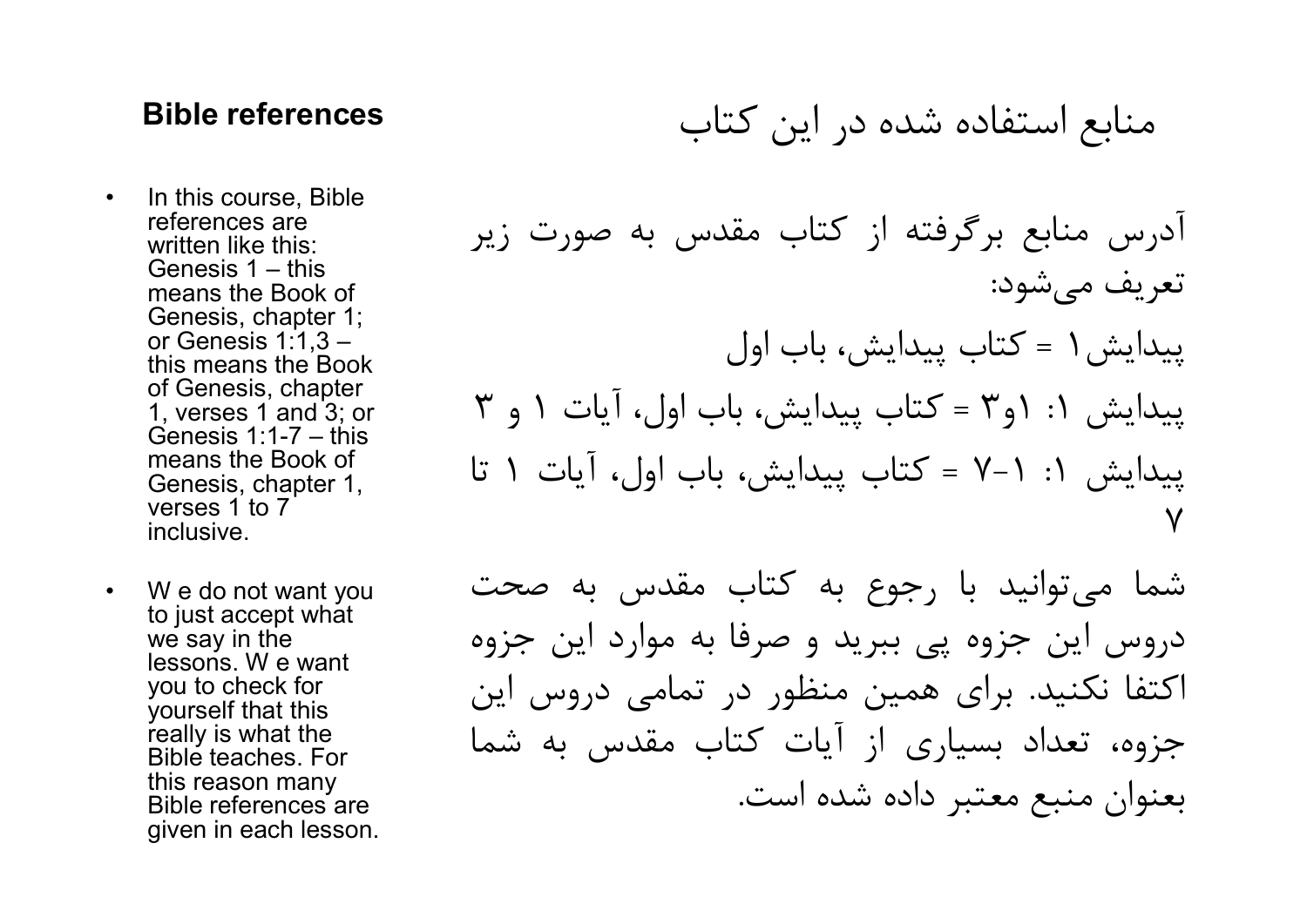## Bible references

- In this course, Bible references are written like this: Genesis 1 – this means the Book of Genesis, chapter 1; or Genesis 1:1,3 – this means the Book of Genesis, chapter 1, verses 1 and 3; or Genesis 1:1-7 – this means the Book of Genesis, chapter 1, verses 1 to 7 inclusive.
- W e do not want you to just accept what we say in the lessons. W e want you to check for yourself that this really is what the Bible teaches. For this reason many Bible references are given in each lesson.

## منابع استفاده شده در این کتاب

آدرس منابع برگرفته از کتاب مقدس به صورت زیر تعریف می‌شود:

پیدایش۱ = کتاب پیدایش، باب اول

پیدایش ۱: ۱و۳ = کتاب پیدایش، باب اول، آیات ۱ و ۳

پیدایش ۱: ۱-۷ = کتاب پیدایش، باب اول، آیات ۱ تا ۷

شما می‌توانید با رجوع به کتاب مقدس به صحت دروس این جزوه پی ببرید و صرفا به موارد این جزوه اکتفا نکنید. برای همین منظور در تمامی دروس این جزوه، تعداد بسیاری از آیات کتاب مقدس به شما بعنوان منبع معتبر داده شده است.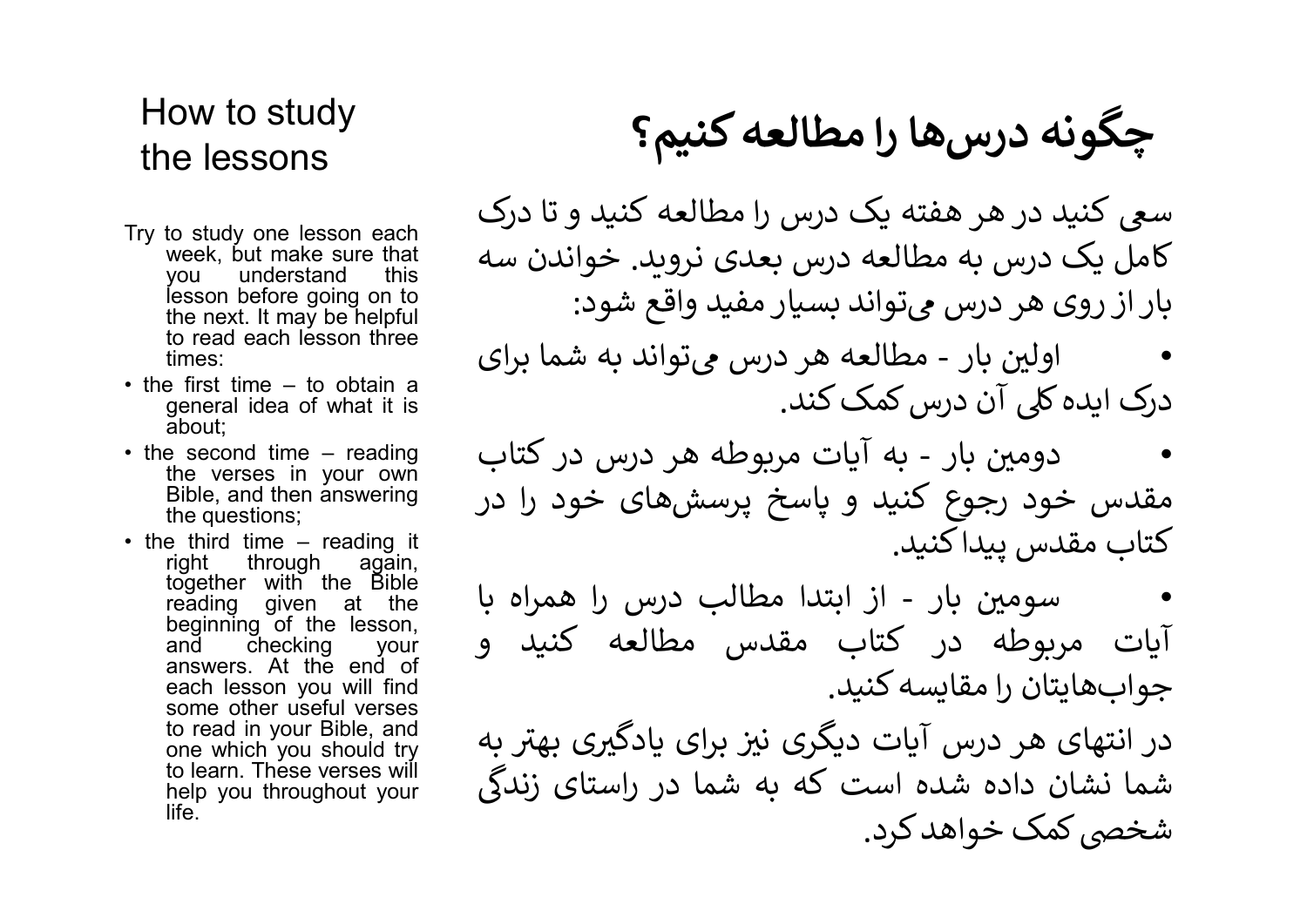# How to study the lessons

Try to study one lesson each week, but make sure that you understand this lesson before going on to the next. It may be helpful to read each lesson three times:

- the first time – to obtain a general idea of what it is about;
- the second time – reading the verses in your own Bible, and then answering the questions;
- the third time – reading it right through again, together with the Bible reading given at the beginning of the lesson, and checking your answers. At the end of each lesson you will find some other useful verses to read in your Bible, and one which you should try to learn. These verses will help you throughout your life.

# چگونه درس‌ها را مطالعه کنیم؟

سعی کنید در هر هفته یک درس را مطالعه کنید و تا درک کامل یک درس به مطالعه درس بعدی نروید. خواندن سه بار از روی هر درس می‌تواند بسیار مفید واقع شود:

- اولین بار - مطالعه هر درس می‌تواند به شما برای درک ایده کلی آن درس کمک کند.
- دومین بار - به آیات مربوطه هر درس در کتاب مقدس خود رجوع کنید و پاسخ پرسش‌های خود را در کتاب مقدس پیدا کنید.
- سومین بار - از ابتدا مطالب درس را همراه با آیات مربوطه در کتاب مقدس مطالعه کنید و جواب‌هایتان را مقایسه کنید.

در انتهای هر درس آیات دیگری نیز برای یادگیری بهتر به شما نشان داده شده است که به شما در راستای زندگی شخصی کمک خواهد کرد.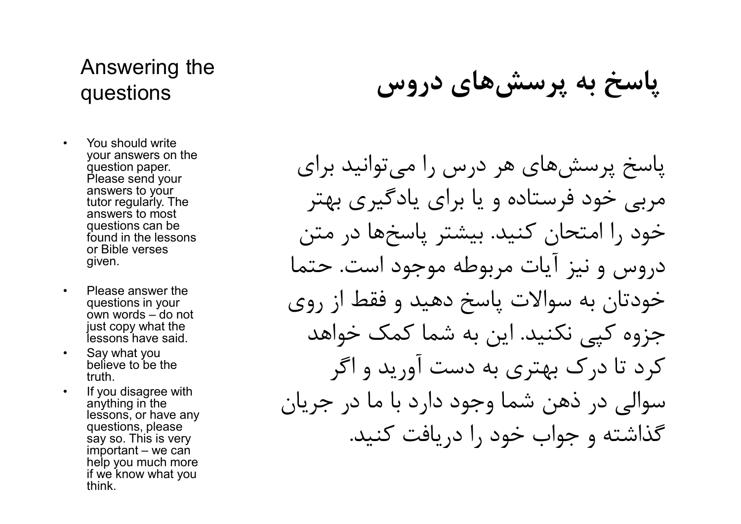# Answering the questions

- You should write your answers on the question paper. Please send your answers to your tutor regularly. The answers to most questions can be found in the lessons or Bible verses given.
- Please answer the questions in your own words – do not just copy what the lessons have said.
- Say what you believe to be the truth.
- If you disagree with anything in the lessons, or have any questions, please say so. This is very important – we can help you much more if we know what you think.

# پاسخ به پرسش‌های دروس

پاسخ پرسش‌های هر درس را می‌توانید برای مربی خود فرستاده و یا برای یادگیری بهتر خود را امتحان کنید. بیشتر پاسخ‌ها در متن دروس و نیز آیات مربوطه موجود است. حتما خودتان به سوالات پاسخ دهید و فقط از روی جزوه کپی نکنید. این به شما کمک خواهد کرد تا درک بهتری به دست آورید و اگر سوالی در ذهن شما وجود دارد با ما در جریان گذاشته و جواب خود را دریافت کنید.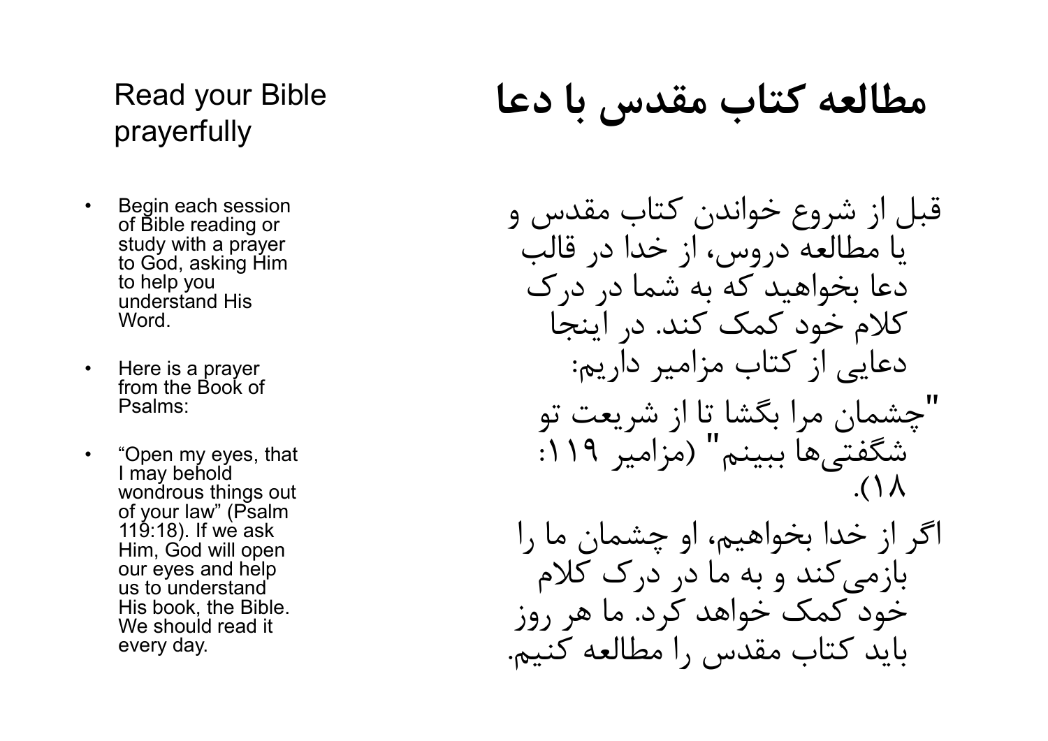## Read your Bible prayerfully

- Begin each session of Bible reading or study with a prayer to God, asking Him to help you understand His Word.
- Here is a prayer from the Book of Psalms:
- "Open my eyes, that I may behold wondrous things out of your law" (Psalm 119:18). If we ask Him, God will open our eyes and help us to understand His book, the Bible. We should read it every day.

## مطالعه کتاب مقدس با دعا

قبل از شروع خواندن کتاب مقدس و یا مطالعه دروس، از خدا در قالب دعا بخواهید که به شما در درک کلام خود کمک کند. در اینجا دعایی از کتاب مزامیر داریم:

"چشمان مرا بگشا تا از شریعت تو شگفتی‌ها ببینم" (مزامیر ۱۱۹: ۱۸).

اگر از خدا بخواهیم، او چشمان ما را بازمی‌کند و به ما در درک کلام خود کمک خواهد کرد. ما هر روز باید کتاب مقدس را مطالعه کنیم.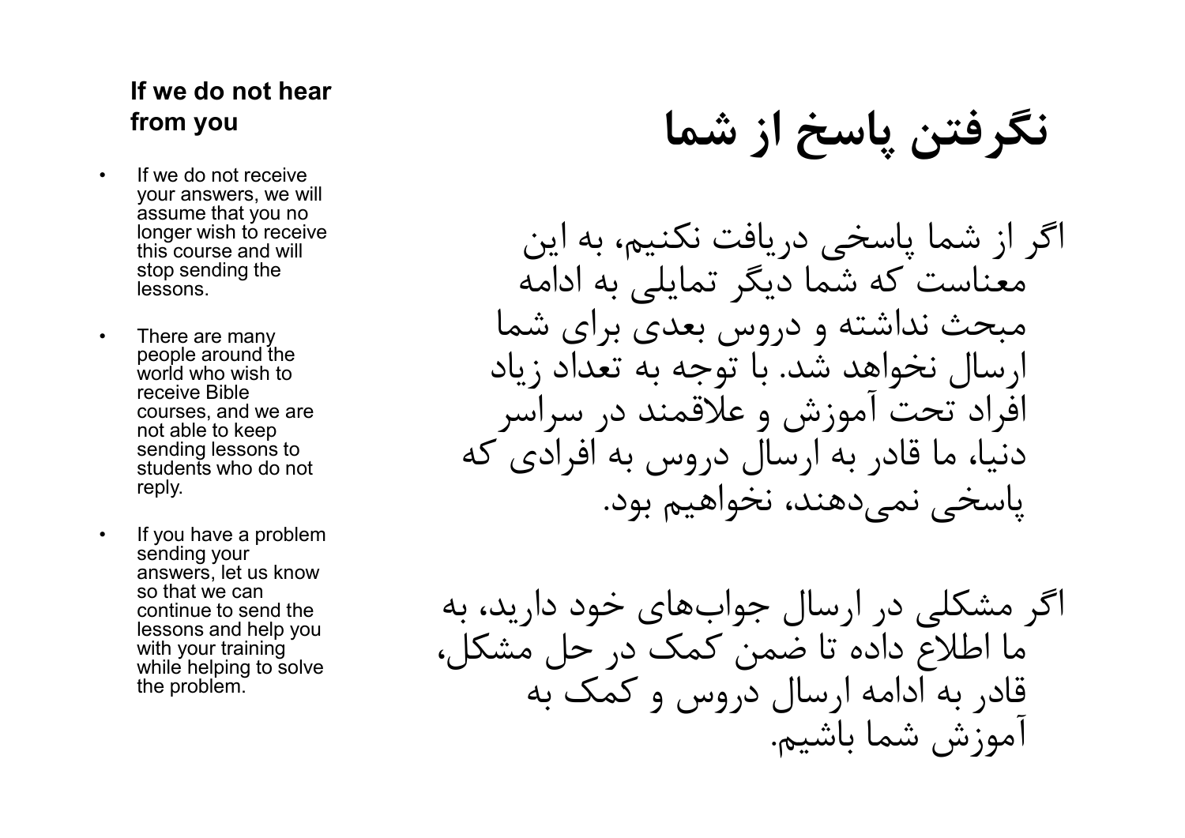### If we do not hear from you

- If we do not receive your answers, we will assume that you no longer wish to receive this course and will stop sending the lessons.
- There are many people around the world who wish to receive Bible courses, and we are not able to keep sending lessons to students who do not reply.
- If you have a problem sending your answers, let us know so that we can continue to send the lessons and help you with your training while helping to solve the problem.

# نگرفتن پاسخ از شما

اگر از شما پاسخی دریافت نکنیم، به این معناست که شما دیگر تمایلی به ادامه مبحث نداشته و دروس بعدی برای شما ارسال نخواهد شد. با توجه به تعداد زیاد افراد تحت آموزش و علاقمند در سراسر دنیا، ما قادر به ارسال دروس به افرادی که پاسخی نمی‌دهند، نخواهیم بود.

اگر مشکلی در ارسال جواب‌های خود دارید، به ما اطلاع داده تا ضمن کمک در حل مشکل، قادر به ادامه ارسال دروس و کمک به آموزش شما باشیم.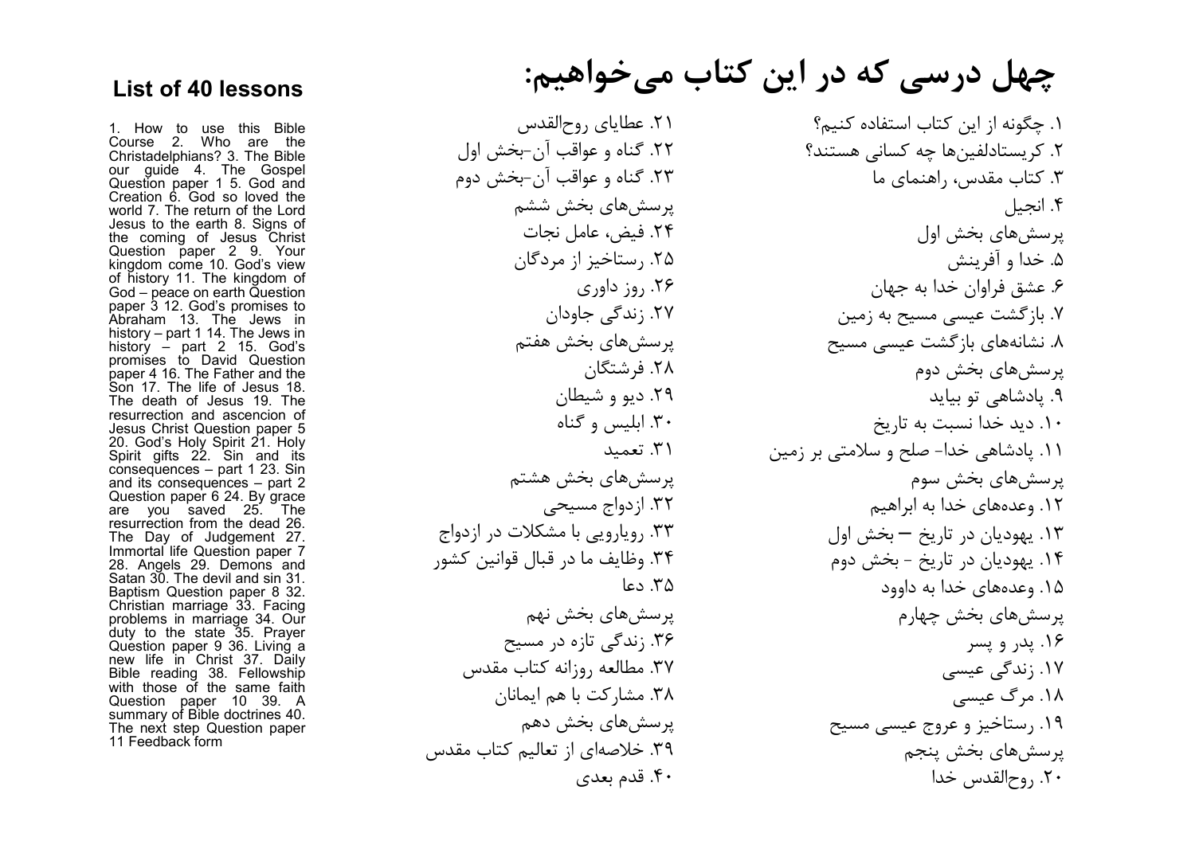# چهل درسی که در این کتاب می‌خواهیم:

۱. چگونه از این کتاب استفاده کنیم؟
۲. کریستادلفین‌ها چه کسانی هستند؟
۳. کتاب مقدس، راهنمای ما
۴. انجیل
پرسش‌های بخش اول
۵. خدا و آفرینش
۶. عشق فراوان خدا به جهان
۷. بازگشت عیسی مسیح به زمین
۸. نشانه‌های بازگشت عیسی مسیح
پرسش‌های بخش دوم
۹. پادشاهی تو بیاید
۱۰. دید خدا نسبت به تاریخ
۱۱. پادشاهی خدا- صلح و سلامتی بر زمین
پرسش‌های بخش سوم
۱۲. وعده‌های خدا به ابراهیم
۱۳. یهودیان در تاریخ – بخش اول
۱۴. یهودیان در تاریخ - بخش دوم
۱۵. وعده‌های خدا به داوود
پرسش‌های بخش چهارم
۱۶. پدر و پسر
۱۷. زندگی عیسی
۱۸. مرگ عیسی
۱۹. رستاخیز و عروج عیسی مسیح
پرسش‌های بخش پنجم
۲۰. روح‌القدس خدا
۲۱. عطایای روح‌القدس
۲۲. گناه و عواقب آن-بخش اول
۲۳. گناه و عواقب آن-بخش دوم
پرسش‌های بخش ششم
۲۴. فیض، عامل نجات
۲۵. رستاخیز از مردگان
۲۶. روز داوری
۲۷. زندگی جاودان
پرسش‌های بخش هفتم
۲۸. فرشتگان
۲۹. دیو و شیطان
۳۰. ابلیس و گناه
۳۱. تعمید
پرسش‌های بخش هشتم
۳۲. ازدواج مسیحی
۳۳. رویارویی با مشکلات در ازدواج
۳۴. وظایف ما در قبال قوانین کشور
۳۵. دعا
پرسش‌های بخش نهم
۳۶. زندگی تازه در مسیح
۳۷. مطالعه روزانه کتاب مقدس
۳۸. مشارکت با هم ایمانان
پرسش‌های بخش دهم
۳۹. خلاصه‌ای از تعالیم کتاب مقدس
۴۰. قدم بعدی

## List of 40 lessons

1. How to use this Bible Course 2. Who are the Christadelphians? 3. The Bible our guide 4. The Gospel Question paper 1 5. God and Creation 6. God so loved the world 7. The return of the Lord Jesus to the earth 8. Signs of the coming of Jesus Christ Question paper 2 9. Your kingdom come 10. God's view of history 11. The kingdom of God – peace on earth Question paper 3 12. God's promises to Abraham 13. The Jews in history – part 1 14. The Jews in history – part 2 15. God's promises to David Question paper 4 16. The Father and the Son 17. The life of Jesus 18. The death of Jesus 19. The resurrection and ascencion of Jesus Christ Question paper 5 20. God's Holy Spirit 21. Holy Spirit gifts 22. Sin and its consequences – part 1 23. Sin and its consequences – part 2 Question paper 6 24. By grace are you saved 25. The resurrection from the dead 26. The Day of Judgement 27. Immortal life Question paper 7 28. Angels 29. Demons and Satan 30. The devil and sin 31. Baptism Question paper 8 32. Christian marriage 33. Facing problems in marriage 34. Our duty to the state 35. Prayer Question paper 9 36. Living a new life in Christ 37. Daily Bible reading 38. Fellowship with those of the same faith Question paper 10 39. A summary of Bible doctrines 40. The next step Question paper 11 Feedback form